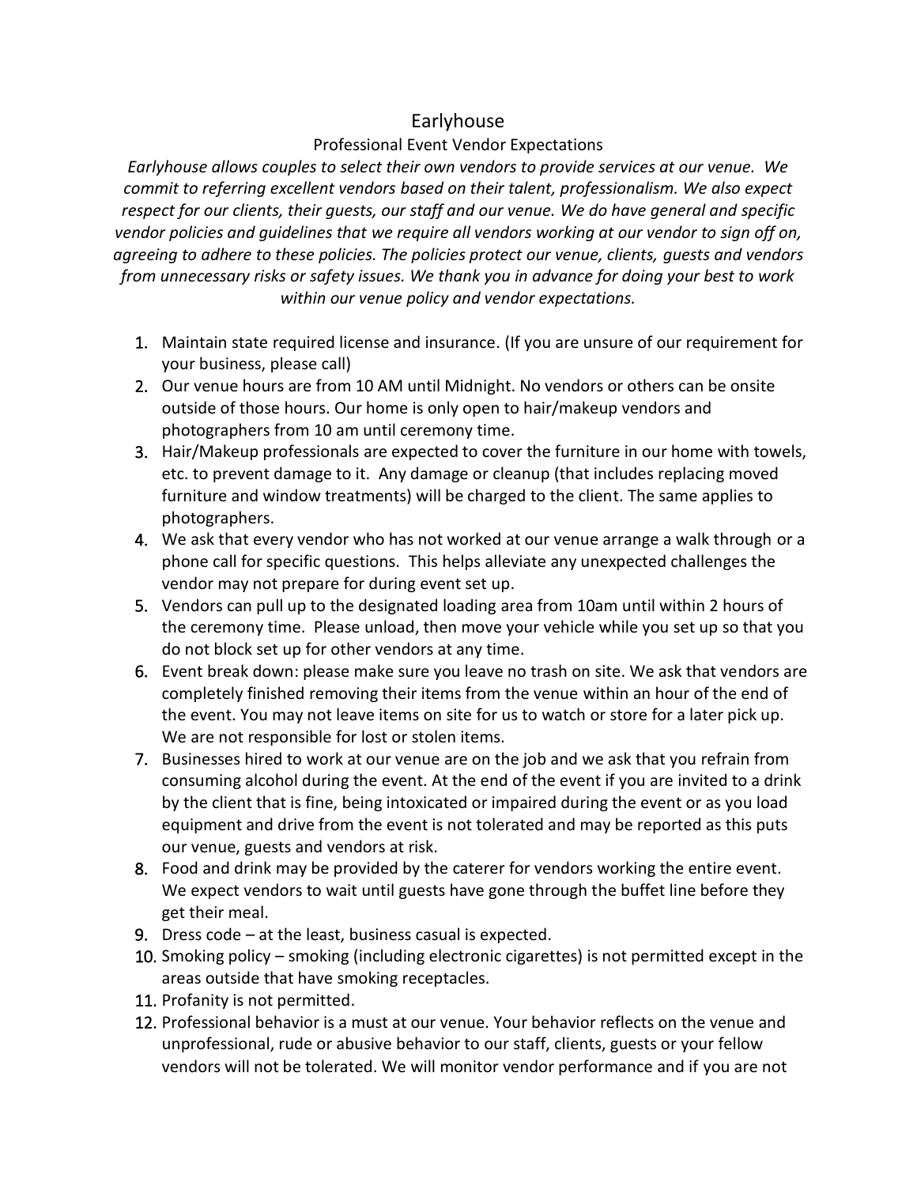# Earlyhouse

## Professional Event Vendor Expectations

*Earlyhouse allows couples to select their own vendors to provide services at our venue. We commit to referring excellent vendors based on their talent, professionalism. We also expect respect for our clients, their guests, our staff and our venue. We do have general and specific vendor policies and guidelines that we require all vendors working at our vendor to sign off on, agreeing to adhere to these policies. The policies protect our venue, clients, guests and vendors from unnecessary risks or safety issues. We thank you in advance for doing your best to work within our venue policy and vendor expectations.*

1. Maintain state required license and insurance. (If you are unsure of our requirement for your business, please call)
2. Our venue hours are from 10 AM until Midnight. No vendors or others can be onsite outside of those hours. Our home is only open to hair/makeup vendors and photographers from 10 am until ceremony time.
3. Hair/Makeup professionals are expected to cover the furniture in our home with towels, etc. to prevent damage to it. Any damage or cleanup (that includes replacing moved furniture and window treatments) will be charged to the client. The same applies to photographers.
4. We ask that every vendor who has not worked at our venue arrange a walk through or a phone call for specific questions. This helps alleviate any unexpected challenges the vendor may not prepare for during event set up.
5. Vendors can pull up to the designated loading area from 10am until within 2 hours of the ceremony time. Please unload, then move your vehicle while you set up so that you do not block set up for other vendors at any time.
6. Event break down: please make sure you leave no trash on site. We ask that vendors are completely finished removing their items from the venue within an hour of the end of the event. You may not leave items on site for us to watch or store for a later pick up. We are not responsible for lost or stolen items.
7. Businesses hired to work at our venue are on the job and we ask that you refrain from consuming alcohol during the event. At the end of the event if you are invited to a drink by the client that is fine, being intoxicated or impaired during the event or as you load equipment and drive from the event is not tolerated and may be reported as this puts our venue, guests and vendors at risk.
8. Food and drink may be provided by the caterer for vendors working the entire event. We expect vendors to wait until guests have gone through the buffet line before they get their meal.
9. Dress code – at the least, business casual is expected.
10. Smoking policy – smoking (including electronic cigarettes) is not permitted except in the areas outside that have smoking receptacles.
11. Profanity is not permitted.
12. Professional behavior is a must at our venue. Your behavior reflects on the venue and unprofessional, rude or abusive behavior to our staff, clients, guests or your fellow vendors will not be tolerated. We will monitor vendor performance and if you are not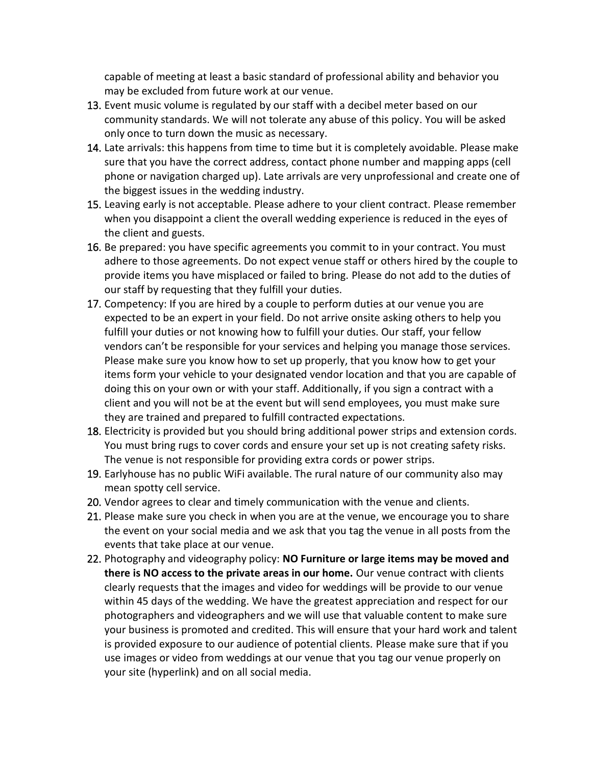capable of meeting at least a basic standard of professional ability and behavior you may be excluded from future work at our venue.

13. Event music volume is regulated by our staff with a decibel meter based on our community standards. We will not tolerate any abuse of this policy. You will be asked only once to turn down the music as necessary.
14. Late arrivals: this happens from time to time but it is completely avoidable. Please make sure that you have the correct address, contact phone number and mapping apps (cell phone or navigation charged up). Late arrivals are very unprofessional and create one of the biggest issues in the wedding industry.
15. Leaving early is not acceptable. Please adhere to your client contract. Please remember when you disappoint a client the overall wedding experience is reduced in the eyes of the client and guests.
16. Be prepared: you have specific agreements you commit to in your contract. You must adhere to those agreements. Do not expect venue staff or others hired by the couple to provide items you have misplaced or failed to bring. Please do not add to the duties of our staff by requesting that they fulfill your duties.
17. Competency: If you are hired by a couple to perform duties at our venue you are expected to be an expert in your field. Do not arrive onsite asking others to help you fulfill your duties or not knowing how to fulfill your duties. Our staff, your fellow vendors can't be responsible for your services and helping you manage those services. Please make sure you know how to set up properly, that you know how to get your items form your vehicle to your designated vendor location and that you are capable of doing this on your own or with your staff. Additionally, if you sign a contract with a client and you will not be at the event but will send employees, you must make sure they are trained and prepared to fulfill contracted expectations.
18. Electricity is provided but you should bring additional power strips and extension cords. You must bring rugs to cover cords and ensure your set up is not creating safety risks. The venue is not responsible for providing extra cords or power strips.
19. Earlyhouse has no public WiFi available. The rural nature of our community also may mean spotty cell service.
20. Vendor agrees to clear and timely communication with the venue and clients.
21. Please make sure you check in when you are at the venue, we encourage you to share the event on your social media and we ask that you tag the venue in all posts from the events that take place at our venue.
22. Photography and videography policy: **NO Furniture or large items may be moved and there is NO access to the private areas in our home.** Our venue contract with clients clearly requests that the images and video for weddings will be provide to our venue within 45 days of the wedding. We have the greatest appreciation and respect for our photographers and videographers and we will use that valuable content to make sure your business is promoted and credited. This will ensure that your hard work and talent is provided exposure to our audience of potential clients. Please make sure that if you use images or video from weddings at our venue that you tag our venue properly on your site (hyperlink) and on all social media.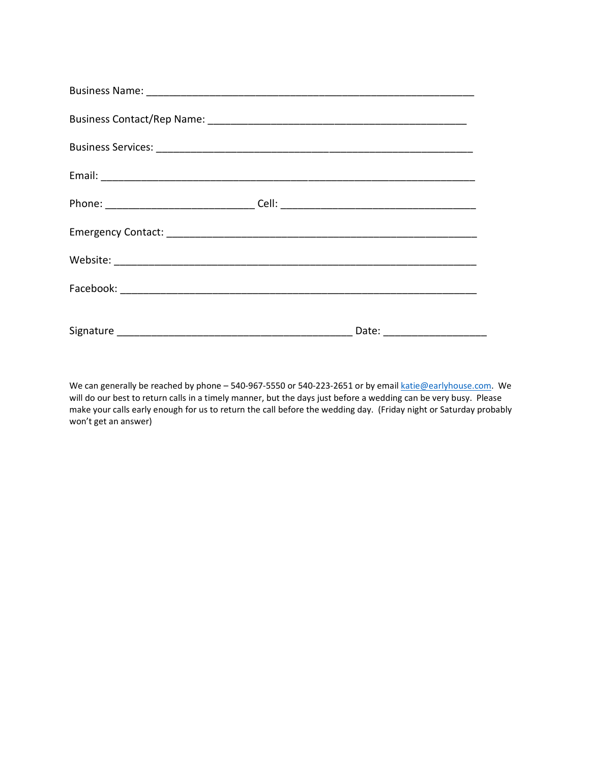Business Name: ___________________________________________________________

Business Contact/Rep Name: ______________________________________________

Business Services: _________________________________________________________

Email: ______________________________________________________________________

Phone: ___________________________ Cell: ___________________________________

Emergency Contact: _________________________________________________________

Website: ____________________________________________________________________

Facebook: ___________________________________________________________________

Signature ___________________________________________ Date: __________________

We can generally be reached by phone – 540-967-5550 or 540-223-2651 or by email [katie@earlyhouse.com](mailto:katie@earlyhouse.com). We will do our best to return calls in a timely manner, but the days just before a wedding can be very busy. Please make your calls early enough for us to return the call before the wedding day. (Friday night or Saturday probably won't get an answer)